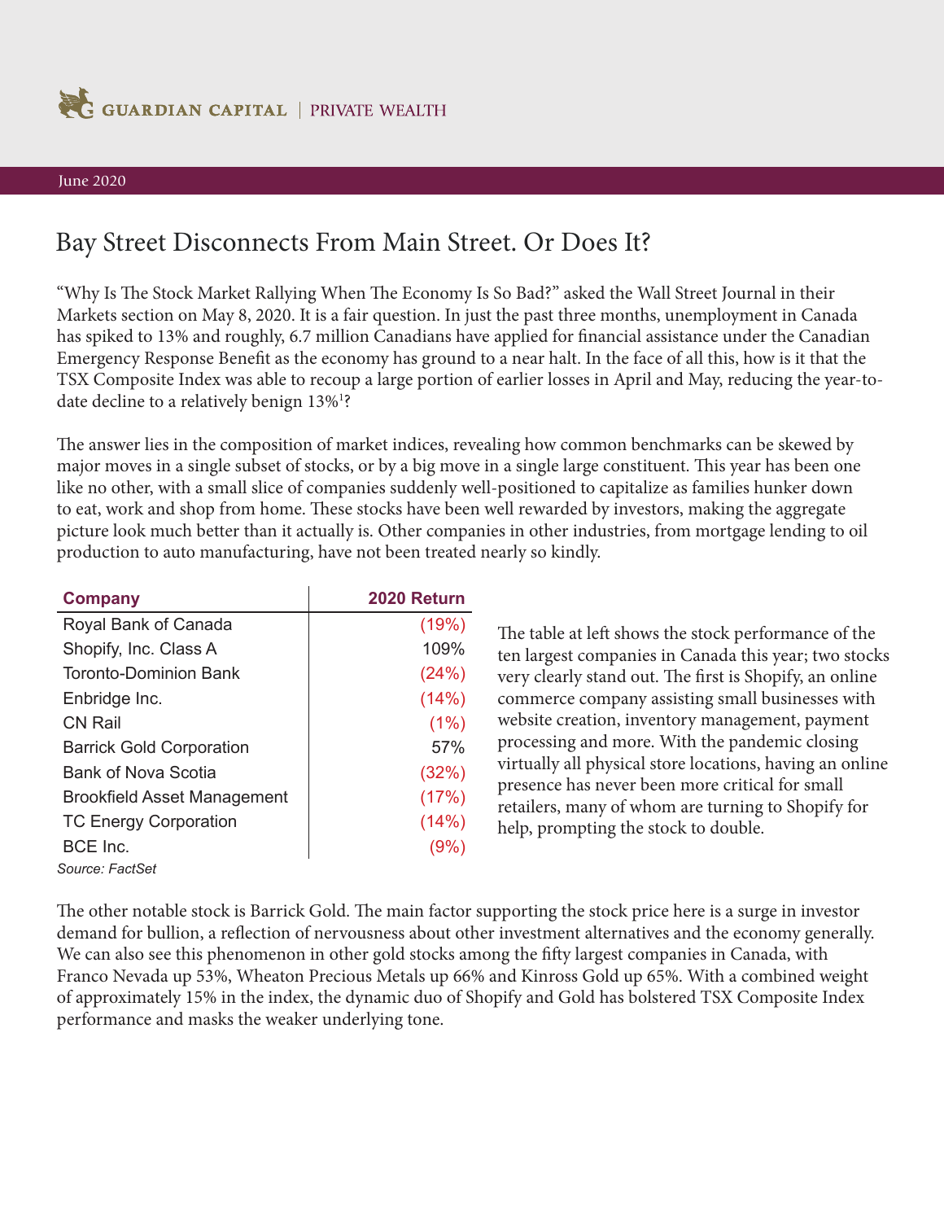GUARDIAN CAPITAL | PRIVATE WEALTH

June 2020

# Bay Street Disconnects From Main Street. Or Does It?

"Why Is The Stock Market Rallying When The Economy Is So Bad?" asked the Wall Street Journal in their Markets section on May 8, 2020. It is a fair question. In just the past three months, unemployment in Canada has spiked to 13% and roughly, 6.7 million Canadians have applied for financial assistance under the Canadian Emergency Response Benefit as the economy has ground to a near halt. In the face of all this, how is it that the TSX Composite Index was able to recoup a large portion of earlier losses in April and May, reducing the year-to-date decline to a relatively benign 13%[1]?

The answer lies in the composition of market indices, revealing how common benchmarks can be skewed by major moves in a single subset of stocks, or by a big move in a single large constituent. This year has been one like no other, with a small slice of companies suddenly well-positioned to capitalize as families hunker down to eat, work and shop from home. These stocks have been well rewarded by investors, making the aggregate picture look much better than it actually is. Other companies in other industries, from mortgage lending to oil production to auto manufacturing, have not been treated nearly so kindly.

| Company | 2020 Return |
|---|---|
| Royal Bank of Canada | (19%) |
| Shopify, Inc. Class A | 109% |
| Toronto-Dominion Bank | (24%) |
| Enbridge Inc. | (14%) |
| CN Rail | (1%) |
| Barrick Gold Corporation | 57% |
| Bank of Nova Scotia | (32%) |
| Brookfield Asset Management | (17%) |
| TC Energy Corporation | (14%) |
| BCE Inc. | (9%) |

*Source: FactSet*

The table at left shows the stock performance of the ten largest companies in Canada this year; two stocks very clearly stand out. The first is Shopify, an online commerce company assisting small businesses with website creation, inventory management, payment processing and more. With the pandemic closing virtually all physical store locations, having an online presence has never been more critical for small retailers, many of whom are turning to Shopify for help, prompting the stock to double.

The other notable stock is Barrick Gold. The main factor supporting the stock price here is a surge in investor demand for bullion, a reflection of nervousness about other investment alternatives and the economy generally. We can also see this phenomenon in other gold stocks among the fifty largest companies in Canada, with Franco Nevada up 53%, Wheaton Precious Metals up 66% and Kinross Gold up 65%. With a combined weight of approximately 15% in the index, the dynamic duo of Shopify and Gold has bolstered TSX Composite Index performance and masks the weaker underlying tone.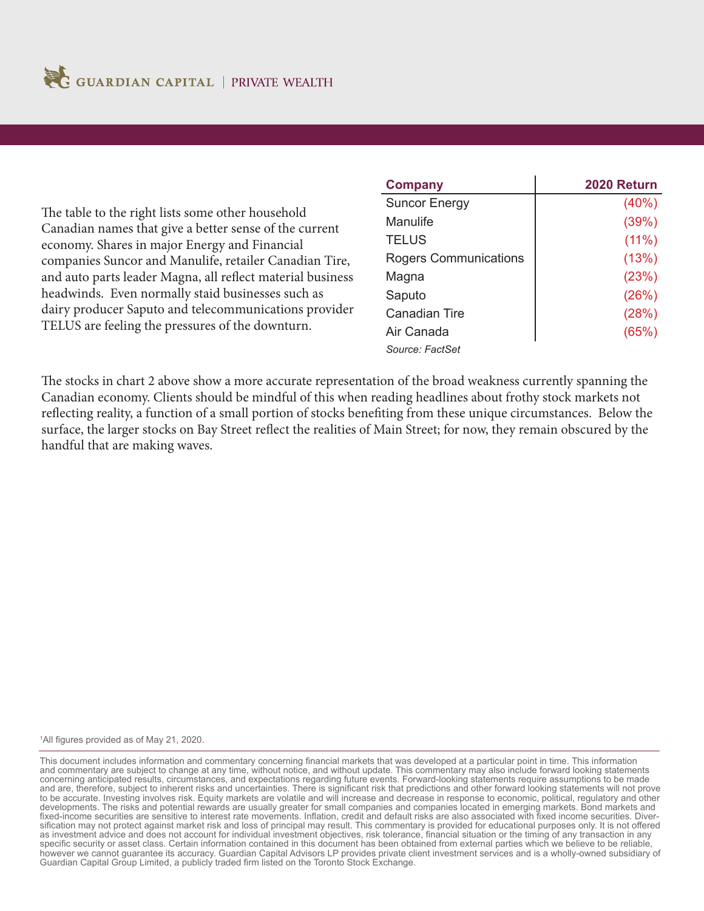The table to the right lists some other household Canadian names that give a better sense of the current economy. Shares in major Energy and Financial companies Suncor and Manulife, retailer Canadian Tire, and auto parts leader Magna, all reflect material business headwinds. Even normally staid businesses such as dairy producer Saputo and telecommunications provider TELUS are feeling the pressures of the downturn.

| Company | 2020 Return |
|---|---|
| Suncor Energy | (40%) |
| Manulife | (39%) |
| TELUS | (11%) |
| Rogers Communications | (13%) |
| Magna | (23%) |
| Saputo | (26%) |
| Canadian Tire | (28%) |
| Air Canada | (65%) |

*Source: FactSet*

The stocks in chart 2 above show a more accurate representation of the broad weakness currently spanning the Canadian economy. Clients should be mindful of this when reading headlines about frothy stock markets not reflecting reality, a function of a small portion of stocks benefiting from these unique circumstances. Below the surface, the larger stocks on Bay Street reflect the realities of Main Street; for now, they remain obscured by the handful that are making waves.

[1]All figures provided as of May 21, 2020.

This document includes information and commentary concerning financial markets that was developed at a particular point in time. This information and commentary are subject to change at any time, without notice, and without update. This commentary may also include forward looking statements concerning anticipated results, circumstances, and expectations regarding future events. Forward-looking statements require assumptions to be made and are, therefore, subject to inherent risks and uncertainties. There is significant risk that predictions and other forward looking statements will not prove to be accurate. Investing involves risk. Equity markets are volatile and will increase and decrease in response to economic, political, regulatory and other developments. The risks and potential rewards are usually greater for small companies and companies located in emerging markets. Bond markets and fixed-income securities are sensitive to interest rate movements. Inflation, credit and default risks are also associated with fixed income securities. Diversification may not protect against market risk and loss of principal may result. This commentary is provided for educational purposes only. It is not offered as investment advice and does not account for individual investment objectives, risk tolerance, financial situation or the timing of any transaction in any specific security or asset class. Certain information contained in this document has been obtained from external parties which we believe to be reliable, however we cannot guarantee its accuracy. Guardian Capital Advisors LP provides private client investment services and is a wholly-owned subsidiary of Guardian Capital Group Limited, a publicly traded firm listed on the Toronto Stock Exchange.